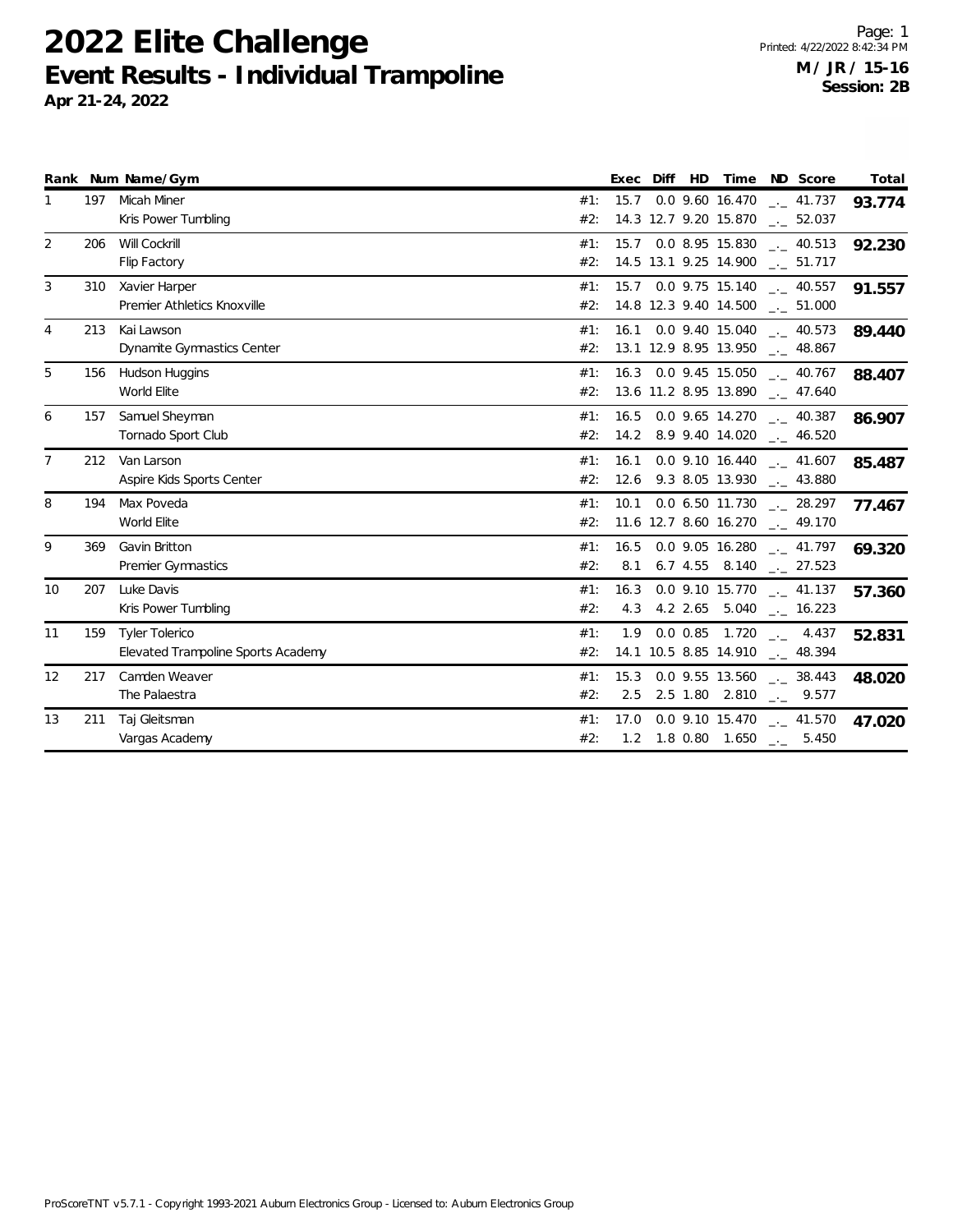# 2022 Elite Challenge

## Event Results - Individual Trampoline

**Apr 21-24, 2022**

**M / JR / 15-16**
**Session: 2B**

| Rank | Num | Name/Gym | | Exec | Diff | HD | Time | ND | Score | Total |
|---|---|---|---|---|---|---|---|---|---|---|
| 1 | 197 | Micah Miner | #1: | 15.7 | 0.0 | 9.60 | 16.470 | _._ | 41.737 | **93.774** |
| | | Kris Power Tumbling | #2: | 14.3 | 12.7 | 9.20 | 15.870 | _._ | 52.037 | |
| 2 | 206 | Will Cockrill | #1: | 15.7 | 0.0 | 8.95 | 15.830 | _._ | 40.513 | **92.230** |
| | | Flip Factory | #2: | 14.5 | 13.1 | 9.25 | 14.900 | _._ | 51.717 | |
| 3 | 310 | Xavier Harper | #1: | 15.7 | 0.0 | 9.75 | 15.140 | _._ | 40.557 | **91.557** |
| | | Premier Athletics Knoxville | #2: | 14.8 | 12.3 | 9.40 | 14.500 | _._ | 51.000 | |
| 4 | 213 | Kai Lawson | #1: | 16.1 | 0.0 | 9.40 | 15.040 | _._ | 40.573 | **89.440** |
| | | Dynamite Gymnastics Center | #2: | 13.1 | 12.9 | 8.95 | 13.950 | _._ | 48.867 | |
| 5 | 156 | Hudson Huggins | #1: | 16.3 | 0.0 | 9.45 | 15.050 | _._ | 40.767 | **88.407** |
| | | World Elite | #2: | 13.6 | 11.2 | 8.95 | 13.890 | _._ | 47.640 | |
| 6 | 157 | Samuel Sheyman | #1: | 16.5 | 0.0 | 9.65 | 14.270 | _._ | 40.387 | **86.907** |
| | | Tornado Sport Club | #2: | 14.2 | 8.9 | 9.40 | 14.020 | _._ | 46.520 | |
| 7 | 212 | Van Larson | #1: | 16.1 | 0.0 | 9.10 | 16.440 | _._ | 41.607 | **85.487** |
| | | Aspire Kids Sports Center | #2: | 12.6 | 9.3 | 8.05 | 13.930 | _._ | 43.880 | |
| 8 | 194 | Max Poveda | #1: | 10.1 | 0.0 | 6.50 | 11.730 | _._ | 28.297 | **77.467** |
| | | World Elite | #2: | 11.6 | 12.7 | 8.60 | 16.270 | _._ | 49.170 | |
| 9 | 369 | Gavin Britton | #1: | 16.5 | 0.0 | 9.05 | 16.280 | _._ | 41.797 | **69.320** |
| | | Premier Gymnastics | #2: | 8.1 | 6.7 | 4.55 | 8.140 | _._ | 27.523 | |
| 10 | 207 | Luke Davis | #1: | 16.3 | 0.0 | 9.10 | 15.770 | _._ | 41.137 | **57.360** |
| | | Kris Power Tumbling | #2: | 4.3 | 4.2 | 2.65 | 5.040 | _._ | 16.223 | |
| 11 | 159 | Tyler Tolerico | #1: | 1.9 | 0.0 | 0.85 | 1.720 | _._ | 4.437 | **52.831** |
| | | Elevated Trampoline Sports Academy | #2: | 14.1 | 10.5 | 8.85 | 14.910 | _._ | 48.394 | |
| 12 | 217 | Camden Weaver | #1: | 15.3 | 0.0 | 9.55 | 13.560 | _._ | 38.443 | **48.020** |
| | | The Palaestra | #2: | 2.5 | 2.5 | 1.80 | 2.810 | _._ | 9.577 | |
| 13 | 211 | Taj Gleitsman | #1: | 17.0 | 0.0 | 9.10 | 15.470 | _._ | 41.570 | **47.020** |
| | | Vargas Academy | #2: | 1.2 | 1.8 | 0.80 | 1.650 | _._ | 5.450 | |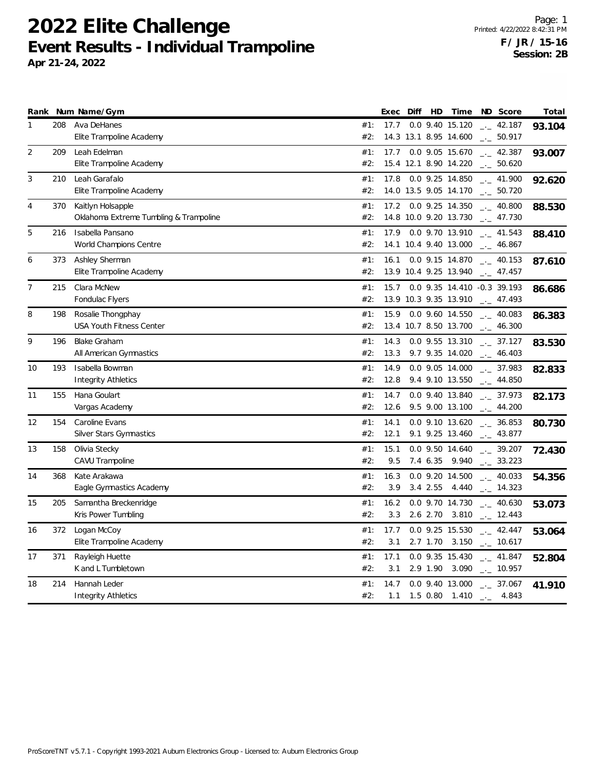# 2022 Elite Challenge

## Event Results - Individual Trampoline

**Apr 21-24, 2022**

Printed: 4/22/2022 8:42:31 PM

**F / JR / 15-16**

**Session: 2B**

| Rank | Num | Name/Gym | | Exec | Diff | HD | Time | ND | Score | Total |
|---|---|---|---|---|---|---|---|---|---|---|
| 1 | 208 | Ava DeHanes | #1: | 17.7 | 0.0 | 9.40 | 15.120 | _._ | 42.187 | **93.104** |
| | | Elite Trampoline Academy | #2: | 14.3 | 13.1 | 8.95 | 14.600 | _._ | 50.917 | |
| 2 | 209 | Leah Edelman | #1: | 17.7 | 0.0 | 9.05 | 15.670 | _._ | 42.387 | **93.007** |
| | | Elite Trampoline Academy | #2: | 15.4 | 12.1 | 8.90 | 14.220 | _._ | 50.620 | |
| 3 | 210 | Leah Garafalo | #1: | 17.8 | 0.0 | 9.25 | 14.850 | _._ | 41.900 | **92.620** |
| | | Elite Trampoline Academy | #2: | 14.0 | 13.5 | 9.05 | 14.170 | _._ | 50.720 | |
| 4 | 370 | Kaitlyn Holsapple | #1: | 17.2 | 0.0 | 9.25 | 14.350 | _._ | 40.800 | **88.530** |
| | | Oklahoma Extreme Tumbling & Trampoline | #2: | 14.8 | 10.0 | 9.20 | 13.730 | _._ | 47.730 | |
| 5 | 216 | Isabella Pansano | #1: | 17.9 | 0.0 | 9.70 | 13.910 | _._ | 41.543 | **88.410** |
| | | World Champions Centre | #2: | 14.1 | 10.4 | 9.40 | 13.000 | _._ | 46.867 | |
| 6 | 373 | Ashley Sherman | #1: | 16.1 | 0.0 | 9.15 | 14.870 | _._ | 40.153 | **87.610** |
| | | Elite Trampoline Academy | #2: | 13.9 | 10.4 | 9.25 | 13.940 | _._ | 47.457 | |
| 7 | 215 | Clara McNew | #1: | 15.7 | 0.0 | 9.35 | 14.410 | -0.3 | 39.193 | **86.686** |
| | | Fondulac Flyers | #2: | 13.9 | 10.3 | 9.35 | 13.910 | _._ | 47.493 | |
| 8 | 198 | Rosalie Thongphay | #1: | 15.9 | 0.0 | 9.60 | 14.550 | _._ | 40.083 | **86.383** |
| | | USA Youth Fitness Center | #2: | 13.4 | 10.7 | 8.50 | 13.700 | _._ | 46.300 | |
| 9 | 196 | Blake Graham | #1: | 14.3 | 0.0 | 9.55 | 13.310 | _._ | 37.127 | **83.530** |
| | | All American Gymnastics | #2: | 13.3 | 9.7 | 9.35 | 14.020 | _._ | 46.403 | |
| 10 | 193 | Isabella Bowman | #1: | 14.9 | 0.0 | 9.05 | 14.000 | _._ | 37.983 | **82.833** |
| | | Integrity Athletics | #2: | 12.8 | 9.4 | 9.10 | 13.550 | _._ | 44.850 | |
| 11 | 155 | Hana Goulart | #1: | 14.7 | 0.0 | 9.40 | 13.840 | _._ | 37.973 | **82.173** |
| | | Vargas Academy | #2: | 12.6 | 9.5 | 9.00 | 13.100 | _._ | 44.200 | |
| 12 | 154 | Caroline Evans | #1: | 14.1 | 0.0 | 9.10 | 13.620 | _._ | 36.853 | **80.730** |
| | | Silver Stars Gymnastics | #2: | 12.1 | 9.1 | 9.25 | 13.460 | _._ | 43.877 | |
| 13 | 158 | Olivia Stecky | #1: | 15.1 | 0.0 | 9.50 | 14.640 | _._ | 39.207 | **72.430** |
| | | CAVU Trampoline | #2: | 9.5 | 7.4 | 6.35 | 9.940 | _._ | 33.223 | |
| 14 | 368 | Kate Arakawa | #1: | 16.3 | 0.0 | 9.20 | 14.500 | _._ | 40.033 | **54.356** |
| | | Eagle Gymnastics Academy | #2: | 3.9 | 3.4 | 2.55 | 4.440 | _._ | 14.323 | |
| 15 | 205 | Samantha Breckenridge | #1: | 16.2 | 0.0 | 9.70 | 14.730 | _._ | 40.630 | **53.073** |
| | | Kris Power Tumbling | #2: | 3.3 | 2.6 | 2.70 | 3.810 | _._ | 12.443 | |
| 16 | 372 | Logan McCoy | #1: | 17.7 | 0.0 | 9.25 | 15.530 | _._ | 42.447 | **53.064** |
| | | Elite Trampoline Academy | #2: | 3.1 | 2.7 | 1.70 | 3.150 | _._ | 10.617 | |
| 17 | 371 | Rayleigh Huette | #1: | 17.1 | 0.0 | 9.35 | 15.430 | _._ | 41.847 | **52.804** |
| | | K and L Tumbletown | #2: | 3.1 | 2.9 | 1.90 | 3.090 | _._ | 10.957 | |
| 18 | 214 | Hannah Leder | #1: | 14.7 | 0.0 | 9.40 | 13.000 | _._ | 37.067 | **41.910** |
| | | Integrity Athletics | #2: | 1.1 | 1.5 | 0.80 | 1.410 | _._ | 4.843 | |

ProScoreTNT v5.7.1 - Copyright 1993-2021 Auburn Electronics Group - Licensed to: Auburn Electronics Group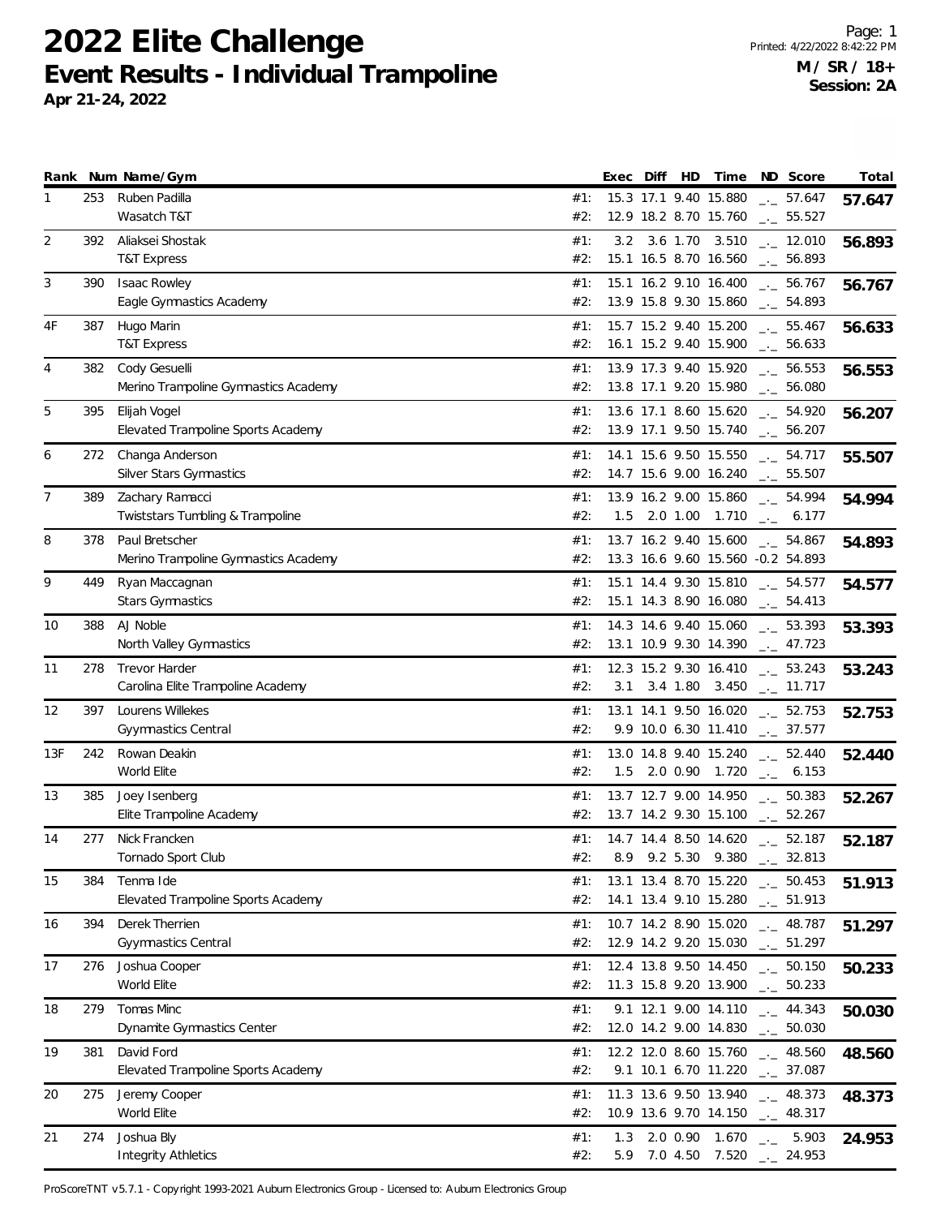# 2022 Elite Challenge

## Event Results - Individual Trampoline

**Apr 21-24, 2022**

**M / SR / 18+**
**Session: 2A**

| Rank | Num | Name/Gym | | Exec | Diff | HD | Time | ND | Score | Total |
|---|---|---|---|---|---|---|---|---|---|---|
| 1 | 253 | Ruben Padilla | #1: | 15.3 | 17.1 | 9.40 | 15.880 | _._ | 57.647 | **57.647** |
| | | Wasatch T&T | #2: | 12.9 | 18.2 | 8.70 | 15.760 | _._ | 55.527 | |
| 2 | 392 | Aliaksei Shostak | #1: | 3.2 | 3.6 | 1.70 | 3.510 | _._ | 12.010 | **56.893** |
| | | T&T Express | #2: | 15.1 | 16.5 | 8.70 | 16.560 | _._ | 56.893 | |
| 3 | 390 | Isaac Rowley | #1: | 15.1 | 16.2 | 9.10 | 16.400 | _._ | 56.767 | **56.767** |
| | | Eagle Gymnastics Academy | #2: | 13.9 | 15.8 | 9.30 | 15.860 | _._ | 54.893 | |
| 4F | 387 | Hugo Marin | #1: | 15.7 | 15.2 | 9.40 | 15.200 | _._ | 55.467 | **56.633** |
| | | T&T Express | #2: | 16.1 | 15.2 | 9.40 | 15.900 | _._ | 56.633 | |
| 4 | 382 | Cody Gesuelli | #1: | 13.9 | 17.3 | 9.40 | 15.920 | _._ | 56.553 | **56.553** |
| | | Merino Trampoline Gymnastics Academy | #2: | 13.8 | 17.1 | 9.20 | 15.980 | _._ | 56.080 | |
| 5 | 395 | Elijah Vogel | #1: | 13.6 | 17.1 | 8.60 | 15.620 | _._ | 54.920 | **56.207** |
| | | Elevated Trampoline Sports Academy | #2: | 13.9 | 17.1 | 9.50 | 15.740 | _._ | 56.207 | |
| 6 | 272 | Changa Anderson | #1: | 14.1 | 15.6 | 9.50 | 15.550 | _._ | 54.717 | **55.507** |
| | | Silver Stars Gymnastics | #2: | 14.7 | 15.6 | 9.00 | 16.240 | _._ | 55.507 | |
| 7 | 389 | Zachary Ramacci | #1: | 13.9 | 16.2 | 9.00 | 15.860 | _._ | 54.994 | **54.994** |
| | | Twiststars Tumbling & Trampoline | #2: | 1.5 | 2.0 | 1.00 | 1.710 | _._ | 6.177 | |
| 8 | 378 | Paul Bretscher | #1: | 13.7 | 16.2 | 9.40 | 15.600 | _._ | 54.867 | **54.893** |
| | | Merino Trampoline Gymnastics Academy | #2: | 13.3 | 16.6 | 9.60 | 15.560 | -0.2 | 54.893 | |
| 9 | 449 | Ryan Maccagnan | #1: | 15.1 | 14.4 | 9.30 | 15.810 | _._ | 54.577 | **54.577** |
| | | Stars Gymnastics | #2: | 15.1 | 14.3 | 8.90 | 16.080 | _._ | 54.413 | |
| 10 | 388 | AJ Noble | #1: | 14.3 | 14.6 | 9.40 | 15.060 | _._ | 53.393 | **53.393** |
| | | North Valley Gymnastics | #2: | 13.1 | 10.9 | 9.30 | 14.390 | _._ | 47.723 | |
| 11 | 278 | Trevor Harder | #1: | 12.3 | 15.2 | 9.30 | 16.410 | _._ | 53.243 | **53.243** |
| | | Carolina Elite Trampoline Academy | #2: | 3.1 | 3.4 | 1.80 | 3.450 | _._ | 11.717 | |
| 12 | 397 | Lourens Willekes | #1: | 13.1 | 14.1 | 9.50 | 16.020 | _._ | 52.753 | **52.753** |
| | | Gyymnastics Central | #2: | 9.9 | 10.0 | 6.30 | 11.410 | _._ | 37.577 | |
| 13F | 242 | Rowan Deakin | #1: | 13.0 | 14.8 | 9.40 | 15.240 | _._ | 52.440 | **52.440** |
| | | World Elite | #2: | 1.5 | 2.0 | 0.90 | 1.720 | _._ | 6.153 | |
| 13 | 385 | Joey Isenberg | #1: | 13.7 | 12.7 | 9.00 | 14.950 | _._ | 50.383 | **52.267** |
| | | Elite Trampoline Academy | #2: | 13.7 | 14.2 | 9.30 | 15.100 | _._ | 52.267 | |
| 14 | 277 | Nick Francken | #1: | 14.7 | 14.4 | 8.50 | 14.620 | _._ | 52.187 | **52.187** |
| | | Tornado Sport Club | #2: | 8.9 | 9.2 | 5.30 | 9.380 | _._ | 32.813 | |
| 15 | 384 | Tenma Ide | #1: | 13.1 | 13.4 | 8.70 | 15.220 | _._ | 50.453 | **51.913** |
| | | Elevated Trampoline Sports Academy | #2: | 14.1 | 13.4 | 9.10 | 15.280 | _._ | 51.913 | |
| 16 | 394 | Derek Therrien | #1: | 10.7 | 14.2 | 8.90 | 15.020 | _._ | 48.787 | **51.297** |
| | | Gyymnastics Central | #2: | 12.9 | 14.2 | 9.20 | 15.030 | _._ | 51.297 | |
| 17 | 276 | Joshua Cooper | #1: | 12.4 | 13.8 | 9.50 | 14.450 | _._ | 50.150 | **50.233** |
| | | World Elite | #2: | 11.3 | 15.8 | 9.20 | 13.900 | _._ | 50.233 | |
| 18 | 279 | Tomas Minc | #1: | 9.1 | 12.1 | 9.00 | 14.110 | _._ | 44.343 | **50.030** |
| | | Dynamite Gymnastics Center | #2: | 12.0 | 14.2 | 9.00 | 14.830 | _._ | 50.030 | |
| 19 | 381 | David Ford | #1: | 12.2 | 12.0 | 8.60 | 15.760 | _._ | 48.560 | **48.560** |
| | | Elevated Trampoline Sports Academy | #2: | 9.1 | 10.1 | 6.70 | 11.220 | _._ | 37.087 | |
| 20 | 275 | Jeremy Cooper | #1: | 11.3 | 13.6 | 9.50 | 13.940 | _._ | 48.373 | **48.373** |
| | | World Elite | #2: | 10.9 | 13.6 | 9.70 | 14.150 | _._ | 48.317 | |
| 21 | 274 | Joshua Bly | #1: | 1.3 | 2.0 | 0.90 | 1.670 | _._ | 5.903 | **24.953** |
| | | Integrity Athletics | #2: | 5.9 | 7.0 | 4.50 | 7.520 | _._ | 24.953 | |

ProScoreTNT v5.7.1 - Copyright 1993-2021 Auburn Electronics Group - Licensed to: Auburn Electronics Group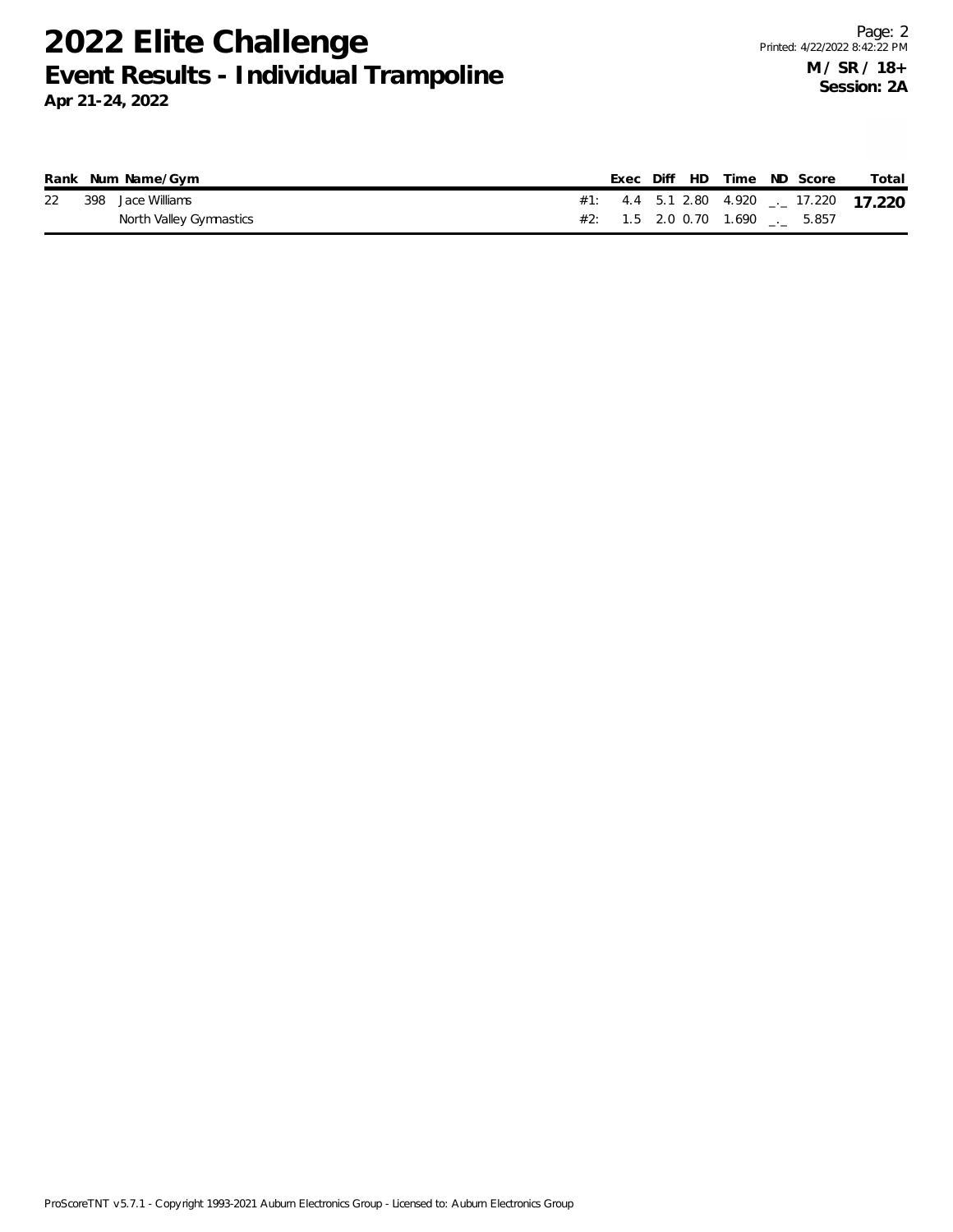# 2022 Elite Challenge

## Event Results - Individual Trampoline

**Apr 21-24, 2022**

**M / SR / 18+**
**Session: 2A**

| Rank | Num | Name/Gym | | Exec | Diff | HD | Time | ND | Score | Total |
|---|---|---|---|---|---|---|---|---|---|---|
| 22 | 398 | Jace Williams | #1: | 4.4 | 5.1 | 2.80 | 4.920 | _._ | 17.220 | **17.220** |
| | | North Valley Gymnastics | #2: | 1.5 | 2.0 | 0.70 | 1.690 | _._ | 5.857 | |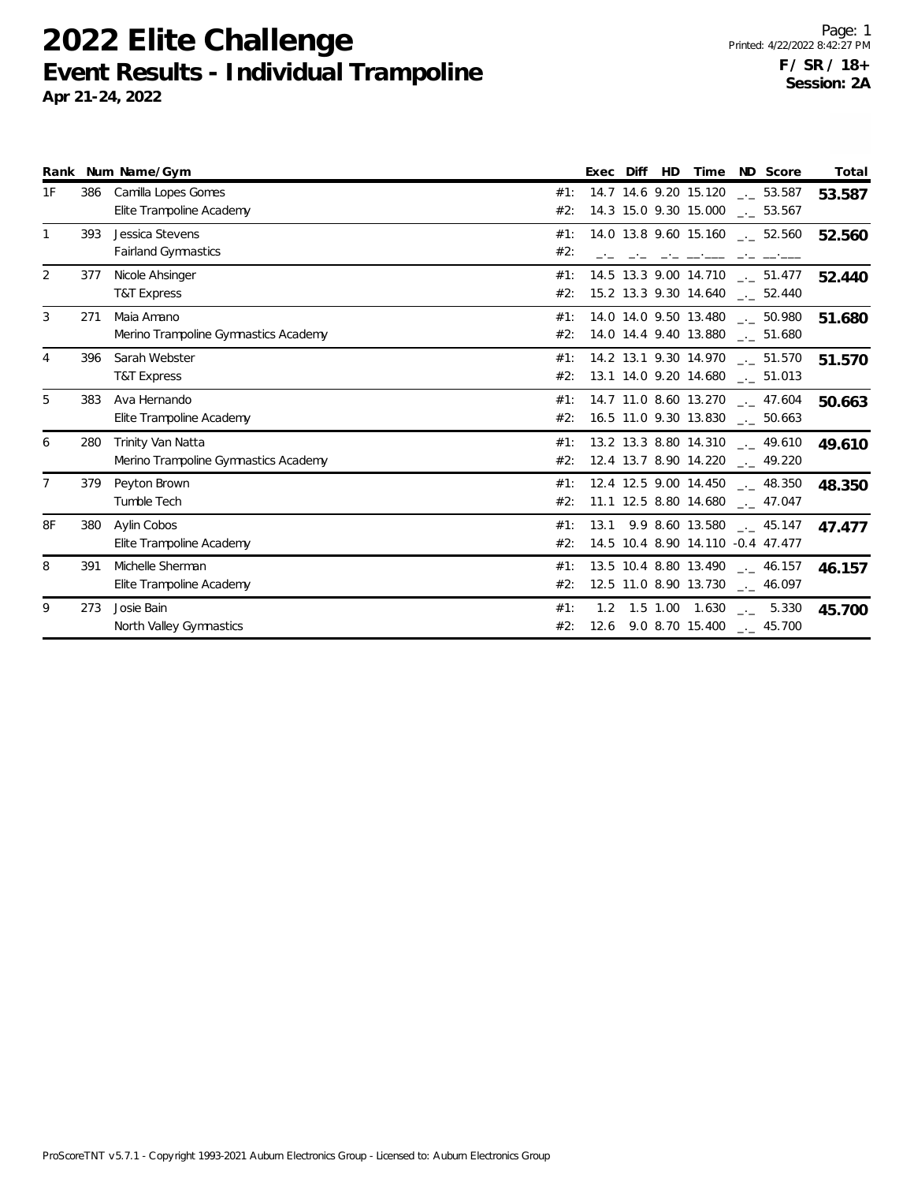# 2022 Elite Challenge

## Event Results - Individual Trampoline

**Apr 21-24, 2022**

Printed: 4/22/2022 8:42:27 PM

**F / SR / 18+**
**Session: 2A**

| Rank | Num | Name/Gym | | Exec | Diff | HD | Time | ND | Score | Total |
|---|---|---|---|---|---|---|---|---|---|---|
| 1F | 386 | Camilla Lopes Gomes | #1: | 14.7 | 14.6 | 9.20 | 15.120 | _._ | 53.587 | **53.587** |
| | | Elite Trampoline Academy | #2: | 14.3 | 15.0 | 9.30 | 15.000 | _._ | 53.567 | |
| 1 | 393 | Jessica Stevens | #1: | 14.0 | 13.8 | 9.60 | 15.160 | _._ | 52.560 | **52.560** |
| | | Fairland Gymnastics | #2: | _._ | _._ | _._ | __.___ | _._ | __.___ | |
| 2 | 377 | Nicole Ahsinger | #1: | 14.5 | 13.3 | 9.00 | 14.710 | _._ | 51.477 | **52.440** |
| | | T&T Express | #2: | 15.2 | 13.3 | 9.30 | 14.640 | _._ | 52.440 | |
| 3 | 271 | Maia Amano | #1: | 14.0 | 14.0 | 9.50 | 13.480 | _._ | 50.980 | **51.680** |
| | | Merino Trampoline Gymnastics Academy | #2: | 14.0 | 14.4 | 9.40 | 13.880 | _._ | 51.680 | |
| 4 | 396 | Sarah Webster | #1: | 14.2 | 13.1 | 9.30 | 14.970 | _._ | 51.570 | **51.570** |
| | | T&T Express | #2: | 13.1 | 14.0 | 9.20 | 14.680 | _._ | 51.013 | |
| 5 | 383 | Ava Hernando | #1: | 14.7 | 11.0 | 8.60 | 13.270 | _._ | 47.604 | **50.663** |
| | | Elite Trampoline Academy | #2: | 16.5 | 11.0 | 9.30 | 13.830 | _._ | 50.663 | |
| 6 | 280 | Trinity Van Natta | #1: | 13.2 | 13.3 | 8.80 | 14.310 | _._ | 49.610 | **49.610** |
| | | Merino Trampoline Gymnastics Academy | #2: | 12.4 | 13.7 | 8.90 | 14.220 | _._ | 49.220 | |
| 7 | 379 | Peyton Brown | #1: | 12.4 | 12.5 | 9.00 | 14.450 | _._ | 48.350 | **48.350** |
| | | Tumble Tech | #2: | 11.1 | 12.5 | 8.80 | 14.680 | _._ | 47.047 | |
| 8F | 380 | Aylin Cobos | #1: | 13.1 | 9.9 | 8.60 | 13.580 | _._ | 45.147 | **47.477** |
| | | Elite Trampoline Academy | #2: | 14.5 | 10.4 | 8.90 | 14.110 | -0.4 | 47.477 | |
| 8 | 391 | Michelle Sherman | #1: | 13.5 | 10.4 | 8.80 | 13.490 | _._ | 46.157 | **46.157** |
| | | Elite Trampoline Academy | #2: | 12.5 | 11.0 | 8.90 | 13.730 | _._ | 46.097 | |
| 9 | 273 | Josie Bain | #1: | 1.2 | 1.5 | 1.00 | 1.630 | _._ | 5.330 | **45.700** |
| | | North Valley Gymnastics | #2: | 12.6 | 9.0 | 8.70 | 15.400 | _._ | 45.700 | |

ProScoreTNT v5.7.1 - Copyright 1993-2021 Auburn Electronics Group - Licensed to: Auburn Electronics Group